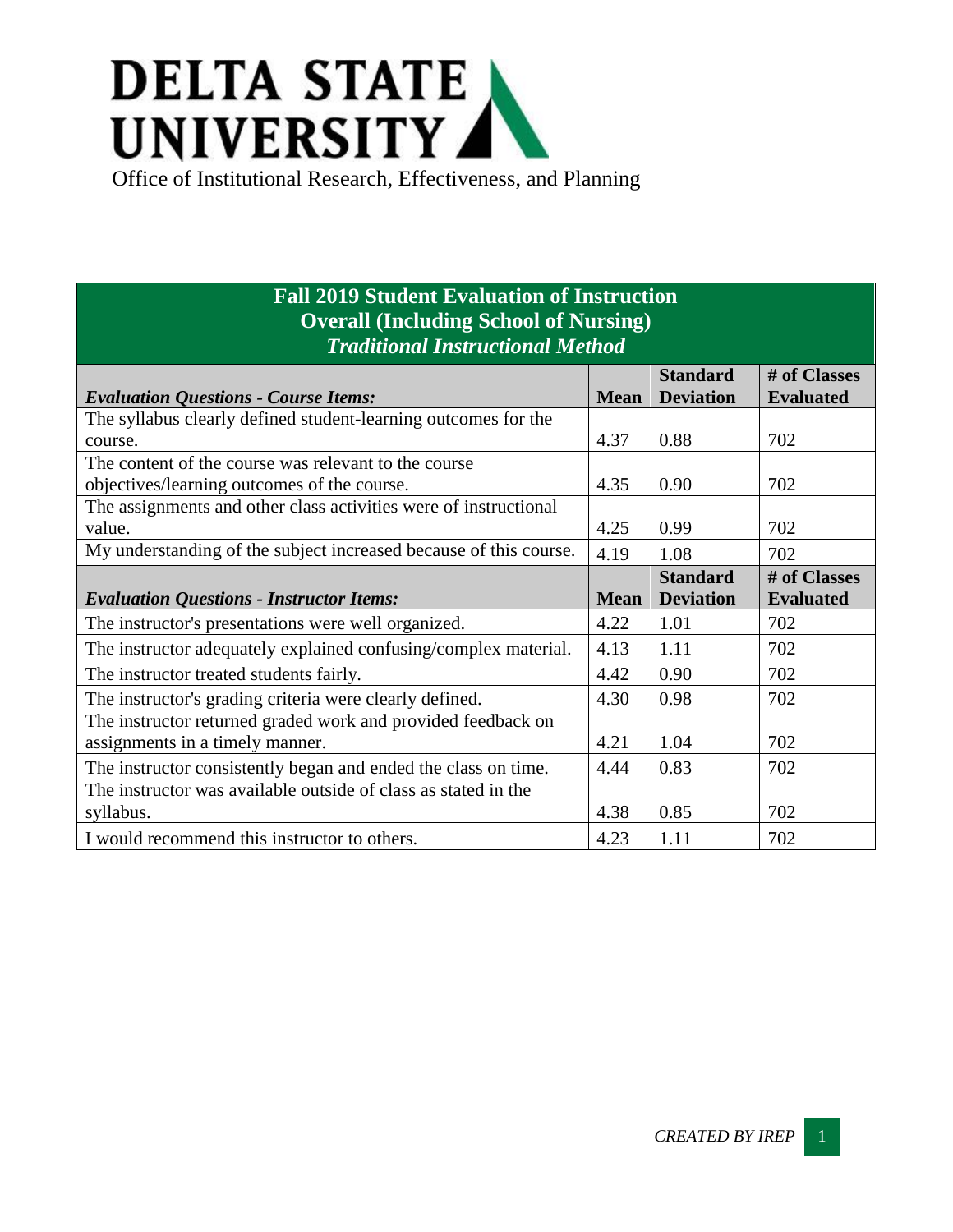# DELTA STATE UNIVERSITY

Office of Institutional Research, Effectiveness, and Planning

## Fall 2019 Student Evaluation of Instruction
## Overall (Including School of Nursing)
## *Traditional Instructional Method*

| *Evaluation Questions - Course Items:* | Mean | Standard Deviation | # of Classes Evaluated |
|---|---|---|---|
| The syllabus clearly defined student-learning outcomes for the course. | 4.37 | 0.88 | 702 |
| The content of the course was relevant to the course objectives/learning outcomes of the course. | 4.35 | 0.90 | 702 |
| The assignments and other class activities were of instructional value. | 4.25 | 0.99 | 702 |
| My understanding of the subject increased because of this course. | 4.19 | 1.08 | 702 |
| ***Evaluation Questions - Instructor Items:*** | **Mean** | **Standard Deviation** | **# of Classes Evaluated** |
| The instructor's presentations were well organized. | 4.22 | 1.01 | 702 |
| The instructor adequately explained confusing/complex material. | 4.13 | 1.11 | 702 |
| The instructor treated students fairly. | 4.42 | 0.90 | 702 |
| The instructor's grading criteria were clearly defined. | 4.30 | 0.98 | 702 |
| The instructor returned graded work and provided feedback on assignments in a timely manner. | 4.21 | 1.04 | 702 |
| The instructor consistently began and ended the class on time. | 4.44 | 0.83 | 702 |
| The instructor was available outside of class as stated in the syllabus. | 4.38 | 0.85 | 702 |
| I would recommend this instructor to others. | 4.23 | 1.11 | 702 |

*CREATED BY IREP*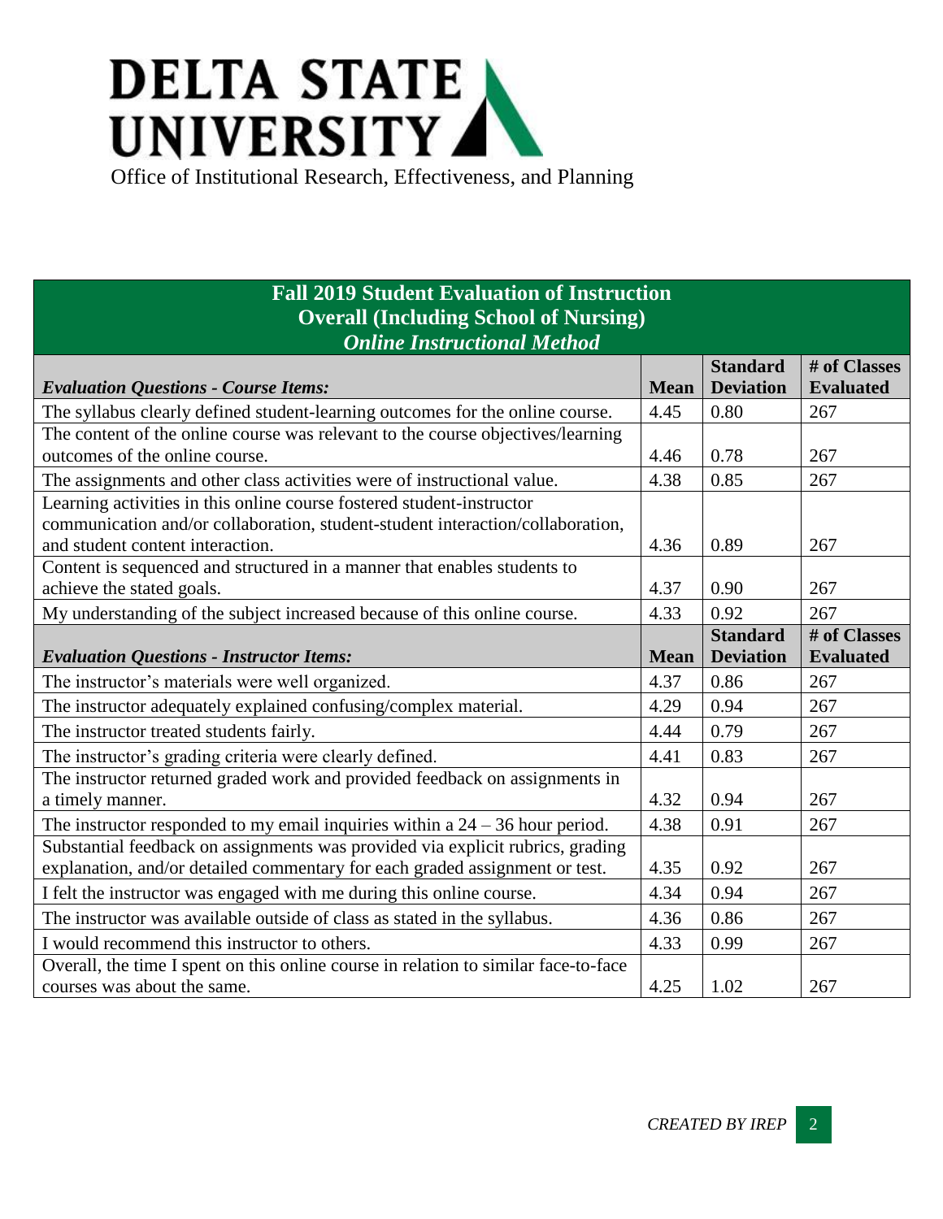# DELTA STATE UNIVERSITY

Office of Institutional Research, Effectiveness, and Planning

| Fall 2019 Student Evaluation of Instruction<br>Overall (Including School of Nursing)<br>*Online Instructional Method* | | | |
|---|---|---|---|
| ***Evaluation Questions - Course Items:*** | **Mean** | **Standard Deviation** | **# of Classes Evaluated** |
| The syllabus clearly defined student-learning outcomes for the online course. | 4.45 | 0.80 | 267 |
| The content of the online course was relevant to the course objectives/learning outcomes of the online course. | 4.46 | 0.78 | 267 |
| The assignments and other class activities were of instructional value. | 4.38 | 0.85 | 267 |
| Learning activities in this online course fostered student-instructor communication and/or collaboration, student-student interaction/collaboration, and student content interaction. | 4.36 | 0.89 | 267 |
| Content is sequenced and structured in a manner that enables students to achieve the stated goals. | 4.37 | 0.90 | 267 |
| My understanding of the subject increased because of this online course. | 4.33 | 0.92 | 267 |
| ***Evaluation Questions - Instructor Items:*** | **Mean** | **Standard Deviation** | **# of Classes Evaluated** |
| The instructor's materials were well organized. | 4.37 | 0.86 | 267 |
| The instructor adequately explained confusing/complex material. | 4.29 | 0.94 | 267 |
| The instructor treated students fairly. | 4.44 | 0.79 | 267 |
| The instructor's grading criteria were clearly defined. | 4.41 | 0.83 | 267 |
| The instructor returned graded work and provided feedback on assignments in a timely manner. | 4.32 | 0.94 | 267 |
| The instructor responded to my email inquiries within a 24 – 36 hour period. | 4.38 | 0.91 | 267 |
| Substantial feedback on assignments was provided via explicit rubrics, grading explanation, and/or detailed commentary for each graded assignment or test. | 4.35 | 0.92 | 267 |
| I felt the instructor was engaged with me during this online course. | 4.34 | 0.94 | 267 |
| The instructor was available outside of class as stated in the syllabus. | 4.36 | 0.86 | 267 |
| I would recommend this instructor to others. | 4.33 | 0.99 | 267 |
| Overall, the time I spent on this online course in relation to similar face-to-face courses was about the same. | 4.25 | 1.02 | 267 |

*CREATED BY IREP*